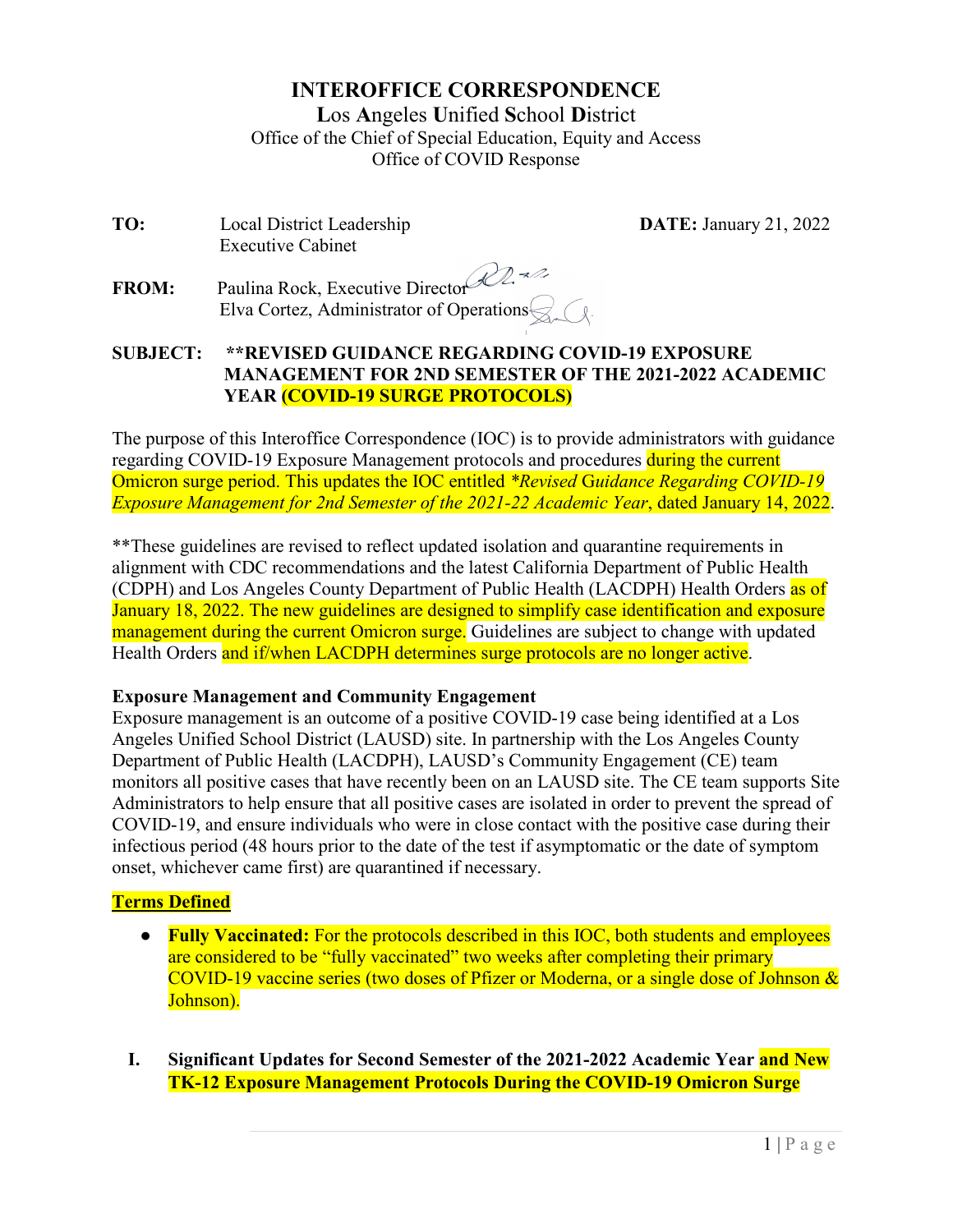# INTEROFFICE CORRESPONDENCE

**L**os **A**ngeles **U**nified **S**chool **D**istrict
Office of the Chief of Special Education, Equity and Access
Office of COVID Response

**TO:** Local District Leadership
Executive Cabinet

**DATE:** January 21, 2022

**FROM:** Paulina Rock, Executive Director
Elva Cortez, Administrator of Operations

**SUBJECT: **REVISED GUIDANCE REGARDING COVID-19 EXPOSURE MANAGEMENT FOR 2ND SEMESTER OF THE 2021-2022 ACADEMIC YEAR (COVID-19 SURGE PROTOCOLS)**

The purpose of this Interoffice Correspondence (IOC) is to provide administrators with guidance regarding COVID-19 Exposure Management protocols and procedures during the current Omicron surge period. This updates the IOC entitled *\*Revised Guidance Regarding COVID-19 Exposure Management for 2nd Semester of the 2021-22 Academic Year*, dated January 14, 2022.

**These guidelines are revised to reflect updated isolation and quarantine requirements in alignment with CDC recommendations and the latest California Department of Public Health (CDPH) and Los Angeles County Department of Public Health (LACDPH) Health Orders as of January 18, 2022. The new guidelines are designed to simplify case identification and exposure management during the current Omicron surge. Guidelines are subject to change with updated Health Orders and if/when LACDPH determines surge protocols are no longer active.

**Exposure Management and Community Engagement**

Exposure management is an outcome of a positive COVID-19 case being identified at a Los Angeles Unified School District (LAUSD) site. In partnership with the Los Angeles County Department of Public Health (LACDPH), LAUSD's Community Engagement (CE) team monitors all positive cases that have recently been on an LAUSD site. The CE team supports Site Administrators to help ensure that all positive cases are isolated in order to prevent the spread of COVID-19, and ensure individuals who were in close contact with the positive case during their infectious period (48 hours prior to the date of the test if asymptomatic or the date of symptom onset, whichever came first) are quarantined if necessary.

**Terms Defined**

- **Fully Vaccinated:** For the protocols described in this IOC, both students and employees are considered to be "fully vaccinated" two weeks after completing their primary COVID-19 vaccine series (two doses of Pfizer or Moderna, or a single dose of Johnson & Johnson).

## I. Significant Updates for Second Semester of the 2021-2022 Academic Year and New TK-12 Exposure Management Protocols During the COVID-19 Omicron Surge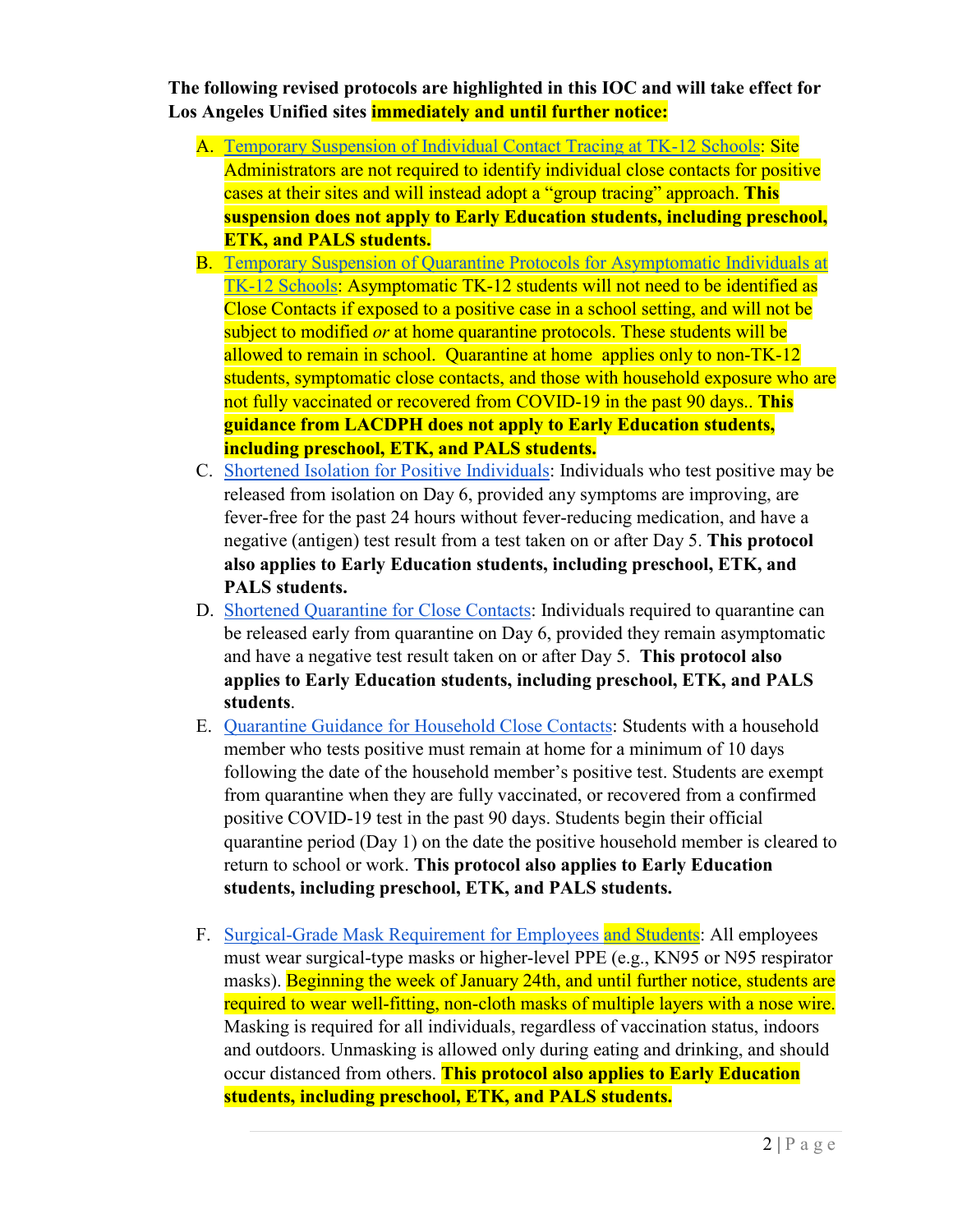**The following revised protocols are highlighted in this IOC and will take effect for Los Angeles Unified sites immediately and until further notice:**

A. Temporary Suspension of Individual Contact Tracing at TK-12 Schools: Site Administrators are not required to identify individual close contacts for positive cases at their sites and will instead adopt a "group tracing" approach. **This suspension does not apply to Early Education students, including preschool, ETK, and PALS students.**

B. Temporary Suspension of Quarantine Protocols for Asymptomatic Individuals at TK-12 Schools: Asymptomatic TK-12 students will not need to be identified as Close Contacts if exposed to a positive case in a school setting, and will not be subject to modified *or* at home quarantine protocols. These students will be allowed to remain in school. Quarantine at home applies only to non-TK-12 students, symptomatic close contacts, and those with household exposure who are not fully vaccinated or recovered from COVID-19 in the past 90 days.. **This guidance from LACDPH does not apply to Early Education students, including preschool, ETK, and PALS students.**

C. Shortened Isolation for Positive Individuals: Individuals who test positive may be released from isolation on Day 6, provided any symptoms are improving, are fever-free for the past 24 hours without fever-reducing medication, and have a negative (antigen) test result from a test taken on or after Day 5. **This protocol also applies to Early Education students, including preschool, ETK, and PALS students.**

D. Shortened Quarantine for Close Contacts: Individuals required to quarantine can be released early from quarantine on Day 6, provided they remain asymptomatic and have a negative test result taken on or after Day 5. **This protocol also applies to Early Education students, including preschool, ETK, and PALS students**.

E. Quarantine Guidance for Household Close Contacts: Students with a household member who tests positive must remain at home for a minimum of 10 days following the date of the household member's positive test. Students are exempt from quarantine when they are fully vaccinated, or recovered from a confirmed positive COVID-19 test in the past 90 days. Students begin their official quarantine period (Day 1) on the date the positive household member is cleared to return to school or work. **This protocol also applies to Early Education students, including preschool, ETK, and PALS students.**

F. Surgical-Grade Mask Requirement for Employees and Students: All employees must wear surgical-type masks or higher-level PPE (e.g., KN95 or N95 respirator masks). Beginning the week of January 24th, and until further notice, students are required to wear well-fitting, non-cloth masks of multiple layers with a nose wire. Masking is required for all individuals, regardless of vaccination status, indoors and outdoors. Unmasking is allowed only during eating and drinking, and should occur distanced from others. **This protocol also applies to Early Education students, including preschool, ETK, and PALS students.**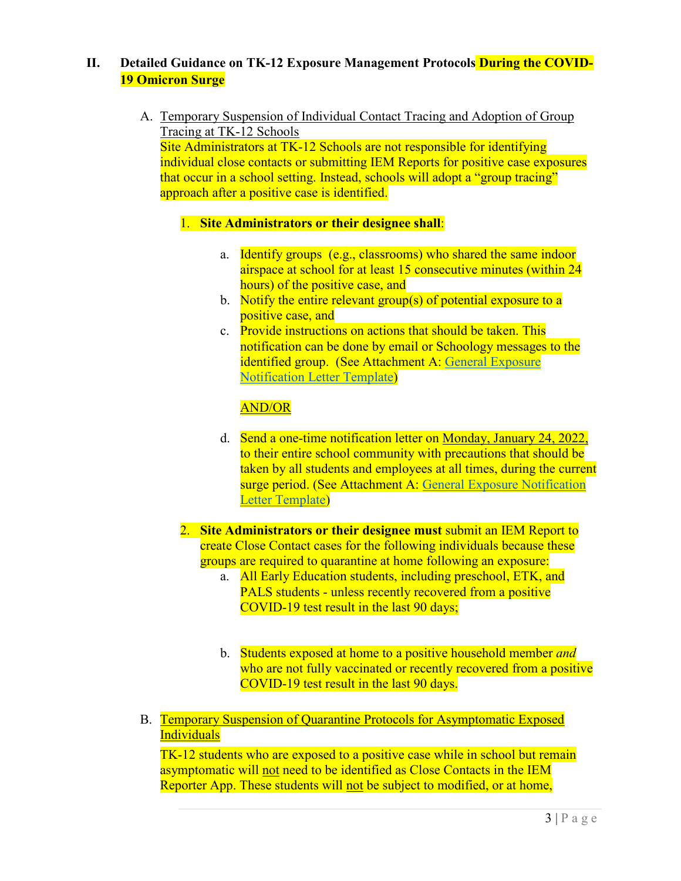## II. Detailed Guidance on TK-12 Exposure Management Protocols During the COVID-19 Omicron Surge

### A. Temporary Suspension of Individual Contact Tracing and Adoption of Group Tracing at TK-12 Schools

Site Administrators at TK-12 Schools are not responsible for identifying individual close contacts or submitting IEM Reports for positive case exposures that occur in a school setting. Instead, schools will adopt a "group tracing" approach after a positive case is identified.

1. **Site Administrators or their designee shall**:

   a. Identify groups (e.g., classrooms) who shared the same indoor airspace at school for at least 15 consecutive minutes (within 24 hours) of the positive case, and

   b. Notify the entire relevant group(s) of potential exposure to a positive case, and

   c. Provide instructions on actions that should be taken. This notification can be done by email or Schoology messages to the identified group. (See Attachment A: General Exposure Notification Letter Template)

   AND/OR

   d. Send a one-time notification letter on Monday, January 24, 2022, to their entire school community with precautions that should be taken by all students and employees at all times, during the current surge period. (See Attachment A: General Exposure Notification Letter Template)

2. **Site Administrators or their designee must** submit an IEM Report to create Close Contact cases for the following individuals because these groups are required to quarantine at home following an exposure:

   a. All Early Education students, including preschool, ETK, and PALS students - unless recently recovered from a positive COVID-19 test result in the last 90 days;

   b. Students exposed at home to a positive household member *and* who are not fully vaccinated or recently recovered from a positive COVID-19 test result in the last 90 days.

### B. Temporary Suspension of Quarantine Protocols for Asymptomatic Exposed Individuals

TK-12 students who are exposed to a positive case while in school but remain asymptomatic will not need to be identified as Close Contacts in the IEM Reporter App. These students will not be subject to modified, or at home,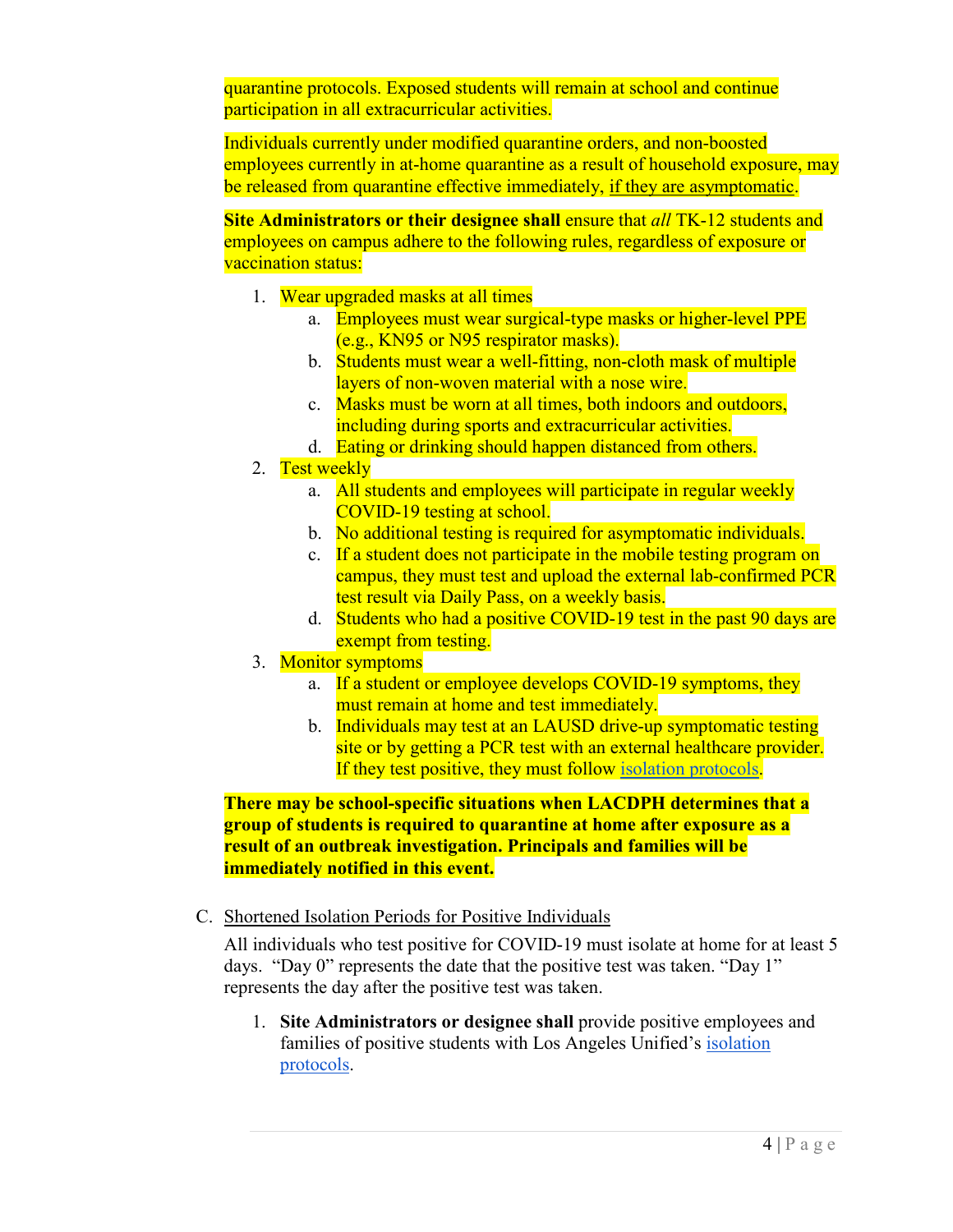quarantine protocols. Exposed students will remain at school and continue participation in all extracurricular activities.

Individuals currently under modified quarantine orders, and non-boosted employees currently in at-home quarantine as a result of household exposure, may be released from quarantine effective immediately, if they are asymptomatic.

**Site Administrators or their designee shall** ensure that *all* TK-12 students and employees on campus adhere to the following rules, regardless of exposure or vaccination status:

1. Wear upgraded masks at all times
   a. Employees must wear surgical-type masks or higher-level PPE (e.g., KN95 or N95 respirator masks).
   b. Students must wear a well-fitting, non-cloth mask of multiple layers of non-woven material with a nose wire.
   c. Masks must be worn at all times, both indoors and outdoors, including during sports and extracurricular activities.
   d. Eating or drinking should happen distanced from others.
2. Test weekly
   a. All students and employees will participate in regular weekly COVID-19 testing at school.
   b. No additional testing is required for asymptomatic individuals.
   c. If a student does not participate in the mobile testing program on campus, they must test and upload the external lab-confirmed PCR test result via Daily Pass, on a weekly basis.
   d. Students who had a positive COVID-19 test in the past 90 days are exempt from testing.
3. Monitor symptoms
   a. If a student or employee develops COVID-19 symptoms, they must remain at home and test immediately.
   b. Individuals may test at an LAUSD drive-up symptomatic testing site or by getting a PCR test with an external healthcare provider. If they test positive, they must follow isolation protocols.

**There may be school-specific situations when LACDPH determines that a group of students is required to quarantine at home after exposure as a result of an outbreak investigation. Principals and families will be immediately notified in this event.**

C. Shortened Isolation Periods for Positive Individuals

All individuals who test positive for COVID-19 must isolate at home for at least 5 days. "Day 0" represents the date that the positive test was taken. "Day 1" represents the day after the positive test was taken.

1. **Site Administrators or designee shall** provide positive employees and families of positive students with Los Angeles Unified's isolation protocols.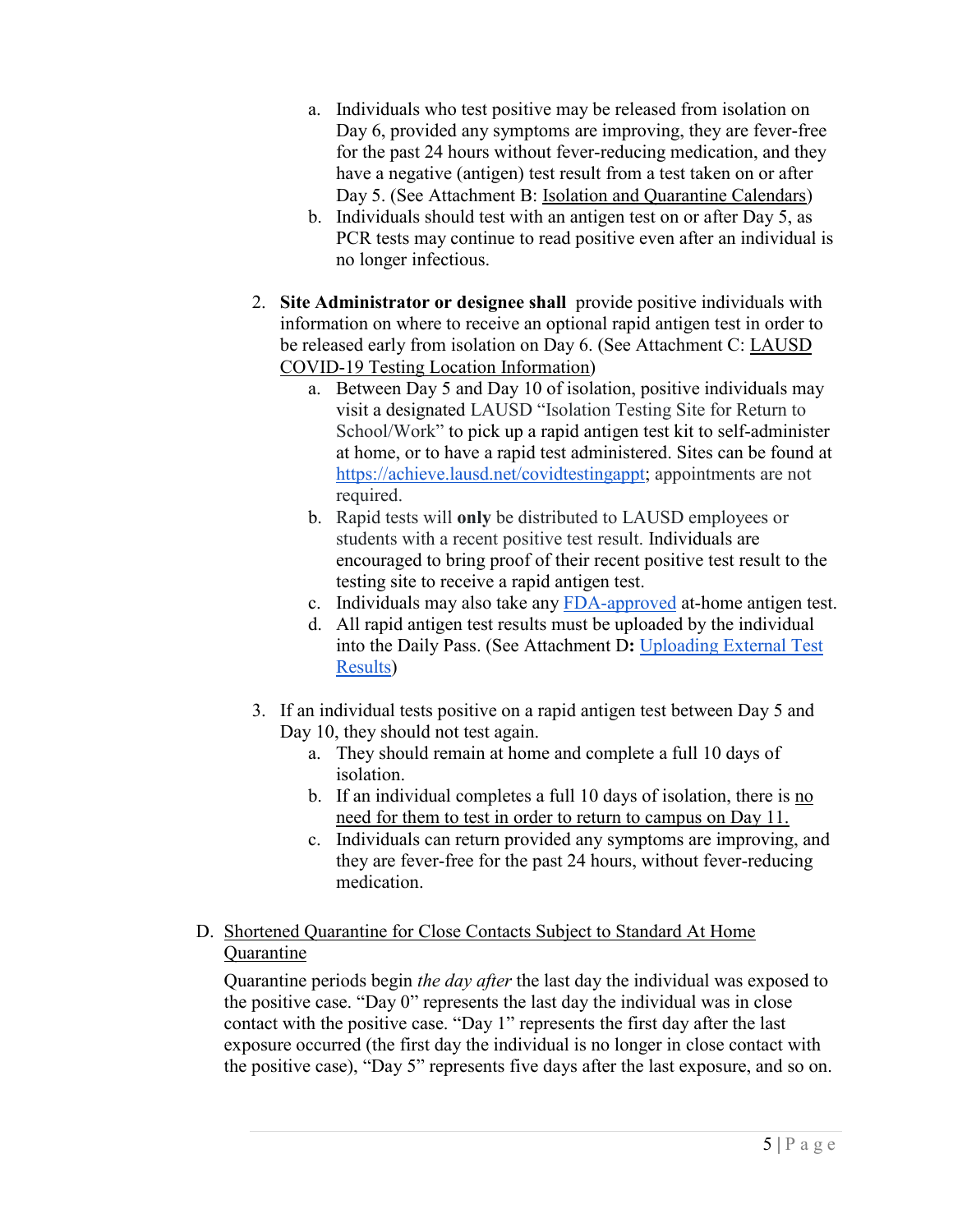a. Individuals who test positive may be released from isolation on Day 6, provided any symptoms are improving, they are fever-free for the past 24 hours without fever-reducing medication, and they have a negative (antigen) test result from a test taken on or after Day 5. (See Attachment B: Isolation and Quarantine Calendars)
   b. Individuals should test with an antigen test on or after Day 5, as PCR tests may continue to read positive even after an individual is no longer infectious.

2. **Site Administrator or designee shall** provide positive individuals with information on where to receive an optional rapid antigen test in order to be released early from isolation on Day 6. (See Attachment C: LAUSD COVID-19 Testing Location Information)
   a. Between Day 5 and Day 10 of isolation, positive individuals may visit a designated LAUSD "Isolation Testing Site for Return to School/Work" to pick up a rapid antigen test kit to self-administer at home, or to have a rapid test administered. Sites can be found at https://achieve.lausd.net/covidtestingappt; appointments are not required.
   b. Rapid tests will **only** be distributed to LAUSD employees or students with a recent positive test result. Individuals are encouraged to bring proof of their recent positive test result to the testing site to receive a rapid antigen test.
   c. Individuals may also take any FDA-approved at-home antigen test.
   d. All rapid antigen test results must be uploaded by the individual into the Daily Pass. (See Attachment D**:** Uploading External Test Results)

3. If an individual tests positive on a rapid antigen test between Day 5 and Day 10, they should not test again.
   a. They should remain at home and complete a full 10 days of isolation.
   b. If an individual completes a full 10 days of isolation, there is no need for them to test in order to return to campus on Day 11.
   c. Individuals can return provided any symptoms are improving, and they are fever-free for the past 24 hours, without fever-reducing medication.

D. Shortened Quarantine for Close Contacts Subject to Standard At Home Quarantine

Quarantine periods begin *the day after* the last day the individual was exposed to the positive case. "Day 0" represents the last day the individual was in close contact with the positive case. "Day 1" represents the first day after the last exposure occurred (the first day the individual is no longer in close contact with the positive case), "Day 5" represents five days after the last exposure, and so on.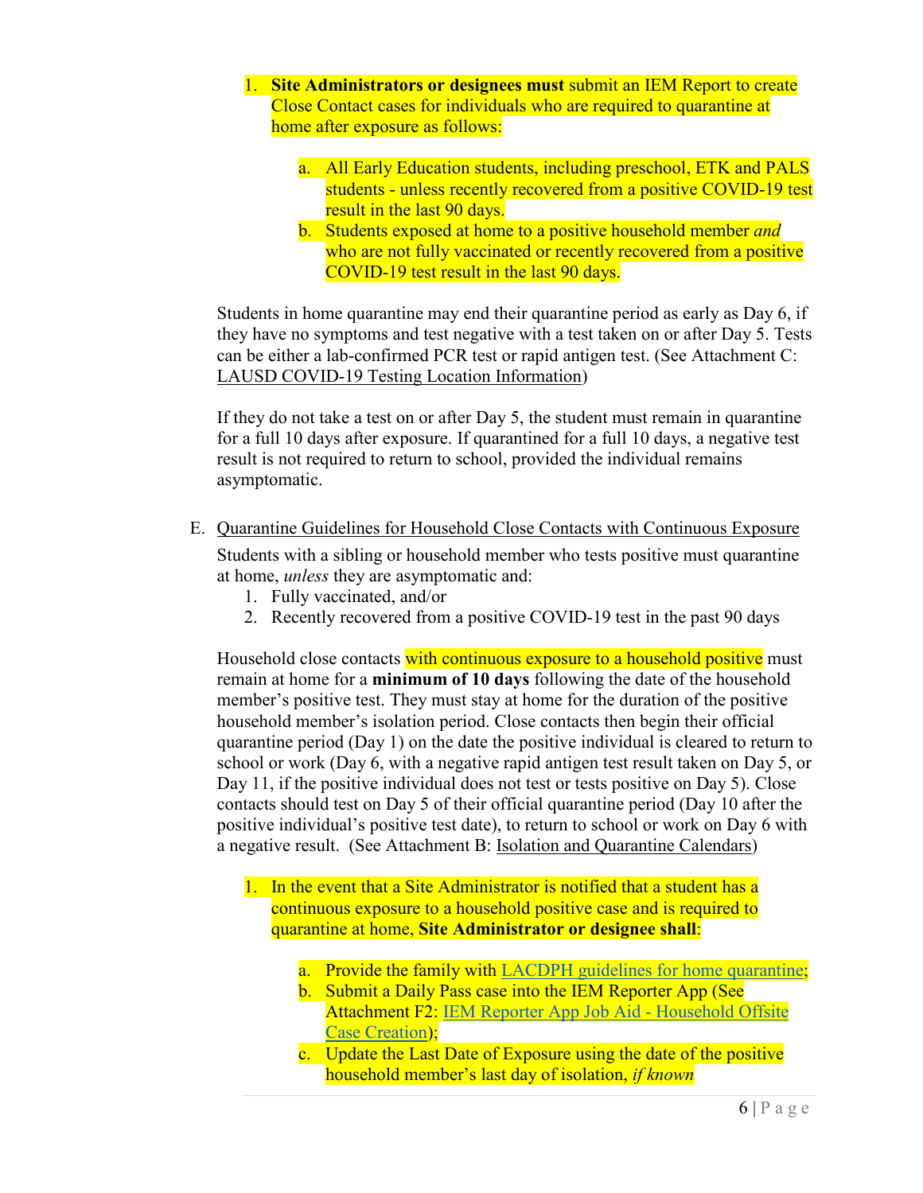1. **Site Administrators or designees must** submit an IEM Report to create Close Contact cases for individuals who are required to quarantine at home after exposure as follows:

    a. All Early Education students, including preschool, ETK and PALS students - unless recently recovered from a positive COVID-19 test result in the last 90 days.

    b. Students exposed at home to a positive household member *and* who are not fully vaccinated or recently recovered from a positive COVID-19 test result in the last 90 days.

Students in home quarantine may end their quarantine period as early as Day 6, if they have no symptoms and test negative with a test taken on or after Day 5. Tests can be either a lab-confirmed PCR test or rapid antigen test. (See Attachment C: LAUSD COVID-19 Testing Location Information)

If they do not take a test on or after Day 5, the student must remain in quarantine for a full 10 days after exposure. If quarantined for a full 10 days, a negative test result is not required to return to school, provided the individual remains asymptomatic.

E. Quarantine Guidelines for Household Close Contacts with Continuous Exposure

Students with a sibling or household member who tests positive must quarantine at home, *unless* they are asymptomatic and:

1. Fully vaccinated, and/or
2. Recently recovered from a positive COVID-19 test in the past 90 days

Household close contacts with continuous exposure to a household positive must remain at home for a **minimum of 10 days** following the date of the household member's positive test. They must stay at home for the duration of the positive household member's isolation period. Close contacts then begin their official quarantine period (Day 1) on the date the positive individual is cleared to return to school or work (Day 6, with a negative rapid antigen test result taken on Day 5, or Day 11, if the positive individual does not test or tests positive on Day 5). Close contacts should test on Day 5 of their official quarantine period (Day 10 after the positive individual's positive test date), to return to school or work on Day 6 with a negative result. (See Attachment B: Isolation and Quarantine Calendars)

1. In the event that a Site Administrator is notified that a student has a continuous exposure to a household positive case and is required to quarantine at home, **Site Administrator or designee shall**:

    a. Provide the family with LACDPH guidelines for home quarantine;

    b. Submit a Daily Pass case into the IEM Reporter App (See Attachment F2: IEM Reporter App Job Aid - Household Offsite Case Creation);

    c. Update the Last Date of Exposure using the date of the positive household member's last day of isolation, *if known*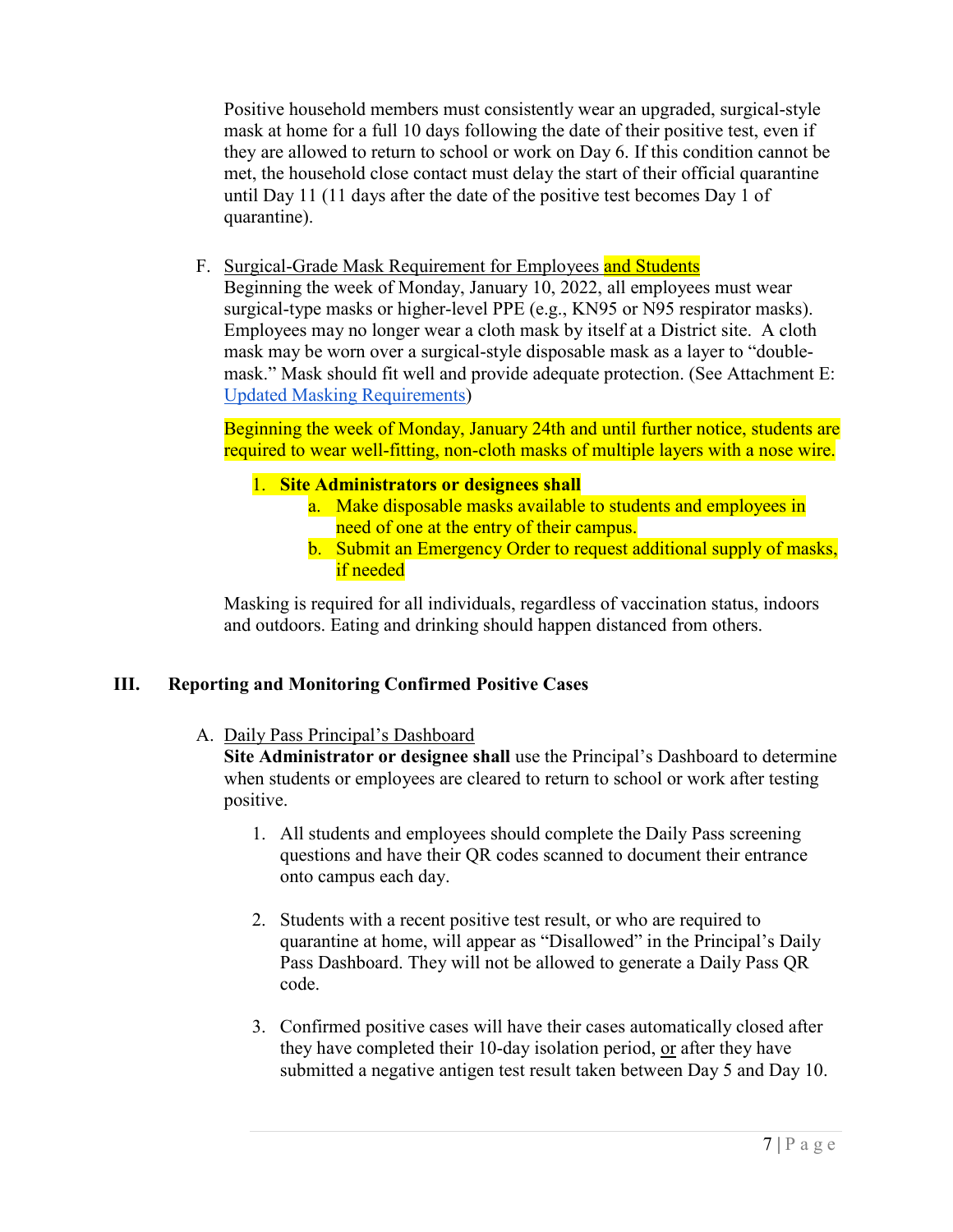Positive household members must consistently wear an upgraded, surgical-style mask at home for a full 10 days following the date of their positive test, even if they are allowed to return to school or work on Day 6. If this condition cannot be met, the household close contact must delay the start of their official quarantine until Day 11 (11 days after the date of the positive test becomes Day 1 of quarantine).

F. Surgical-Grade Mask Requirement for Employees and Students

Beginning the week of Monday, January 10, 2022, all employees must wear surgical-type masks or higher-level PPE (e.g., KN95 or N95 respirator masks). Employees may no longer wear a cloth mask by itself at a District site. A cloth mask may be worn over a surgical-style disposable mask as a layer to "double-mask." Mask should fit well and provide adequate protection. (See Attachment E: Updated Masking Requirements)

Beginning the week of Monday, January 24th and until further notice, students are required to wear well-fitting, non-cloth masks of multiple layers with a nose wire.

1. **Site Administrators or designees shall**
   a. Make disposable masks available to students and employees in need of one at the entry of their campus.
   b. Submit an Emergency Order to request additional supply of masks, if needed

Masking is required for all individuals, regardless of vaccination status, indoors and outdoors. Eating and drinking should happen distanced from others.

## III. Reporting and Monitoring Confirmed Positive Cases

A. Daily Pass Principal's Dashboard

**Site Administrator or designee shall** use the Principal's Dashboard to determine when students or employees are cleared to return to school or work after testing positive.

1. All students and employees should complete the Daily Pass screening questions and have their QR codes scanned to document their entrance onto campus each day.

2. Students with a recent positive test result, or who are required to quarantine at home, will appear as "Disallowed" in the Principal's Daily Pass Dashboard. They will not be allowed to generate a Daily Pass QR code.

3. Confirmed positive cases will have their cases automatically closed after they have completed their 10-day isolation period, or after they have submitted a negative antigen test result taken between Day 5 and Day 10.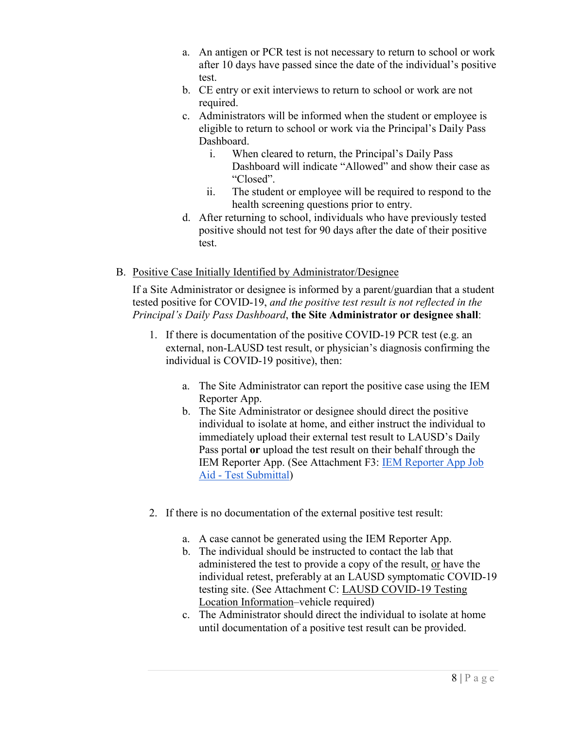a. An antigen or PCR test is not necessary to return to school or work after 10 days have passed since the date of the individual's positive test.
b. CE entry or exit interviews to return to school or work are not required.
c. Administrators will be informed when the student or employee is eligible to return to school or work via the Principal's Daily Pass Dashboard.
    i. When cleared to return, the Principal's Daily Pass Dashboard will indicate "Allowed" and show their case as "Closed".
    ii. The student or employee will be required to respond to the health screening questions prior to entry.
d. After returning to school, individuals who have previously tested positive should not test for 90 days after the date of their positive test.

B. <u>Positive Case Initially Identified by Administrator/Designee</u>

If a Site Administrator or designee is informed by a parent/guardian that a student tested positive for COVID-19, *and the positive test result is not reflected in the Principal's Daily Pass Dashboard*, **the Site Administrator or designee shall**:

1. If there is documentation of the positive COVID-19 PCR test (e.g. an external, non-LAUSD test result, or physician's diagnosis confirming the individual is COVID-19 positive), then:

    a. The Site Administrator can report the positive case using the IEM Reporter App.
    b. The Site Administrator or designee should direct the positive individual to isolate at home, and either instruct the individual to immediately upload their external test result to LAUSD's Daily Pass portal **or** upload the test result on their behalf through the IEM Reporter App. (See Attachment F3: IEM Reporter App Job Aid - Test Submittal)

2. If there is no documentation of the external positive test result:

    a. A case cannot be generated using the IEM Reporter App.
    b. The individual should be instructed to contact the lab that administered the test to provide a copy of the result, <u>or</u> have the individual retest, preferably at an LAUSD symptomatic COVID-19 testing site. (See Attachment C: <u>LAUSD COVID-19 Testing Location Information</u>–vehicle required)
    c. The Administrator should direct the individual to isolate at home until documentation of a positive test result can be provided.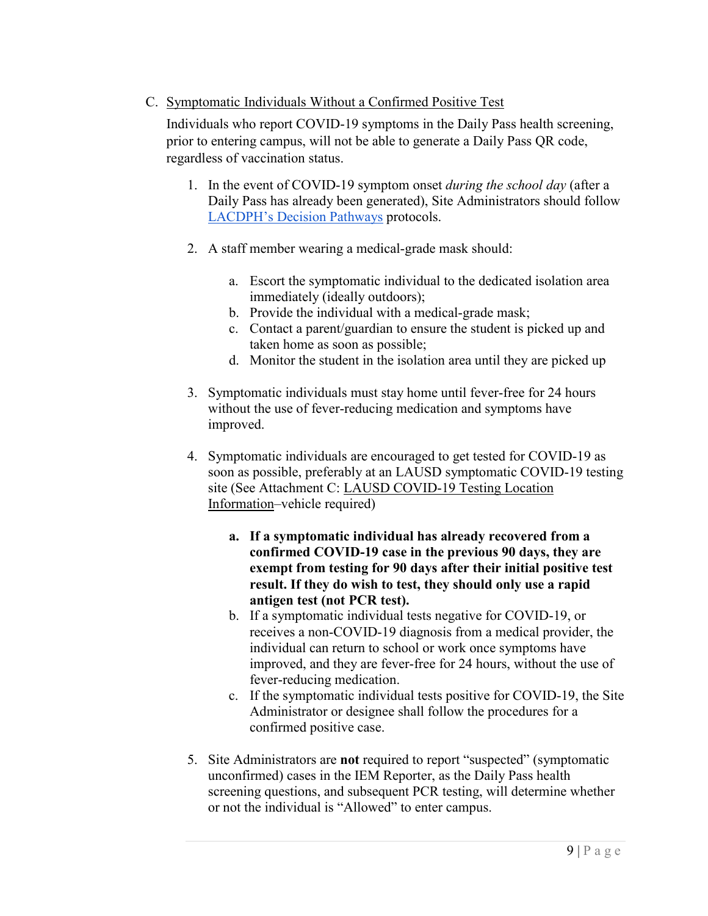C. Symptomatic Individuals Without a Confirmed Positive Test

Individuals who report COVID-19 symptoms in the Daily Pass health screening, prior to entering campus, will not be able to generate a Daily Pass QR code, regardless of vaccination status.

1. In the event of COVID-19 symptom onset *during the school day* (after a Daily Pass has already been generated), Site Administrators should follow LACDPH's Decision Pathways protocols.

2. A staff member wearing a medical-grade mask should:

   a. Escort the symptomatic individual to the dedicated isolation area immediately (ideally outdoors);
   b. Provide the individual with a medical-grade mask;
   c. Contact a parent/guardian to ensure the student is picked up and taken home as soon as possible;
   d. Monitor the student in the isolation area until they are picked up

3. Symptomatic individuals must stay home until fever-free for 24 hours without the use of fever-reducing medication and symptoms have improved.

4. Symptomatic individuals are encouraged to get tested for COVID-19 as soon as possible, preferably at an LAUSD symptomatic COVID-19 testing site (See Attachment C: LAUSD COVID-19 Testing Location Information–vehicle required)

   **a. If a symptomatic individual has already recovered from a confirmed COVID-19 case in the previous 90 days, they are exempt from testing for 90 days after their initial positive test result. If they do wish to test, they should only use a rapid antigen test (not PCR test).**
   b. If a symptomatic individual tests negative for COVID-19, or receives a non-COVID-19 diagnosis from a medical provider, the individual can return to school or work once symptoms have improved, and they are fever-free for 24 hours, without the use of fever-reducing medication.
   c. If the symptomatic individual tests positive for COVID-19, the Site Administrator or designee shall follow the procedures for a confirmed positive case.

5. Site Administrators are **not** required to report "suspected" (symptomatic unconfirmed) cases in the IEM Reporter, as the Daily Pass health screening questions, and subsequent PCR testing, will determine whether or not the individual is "Allowed" to enter campus.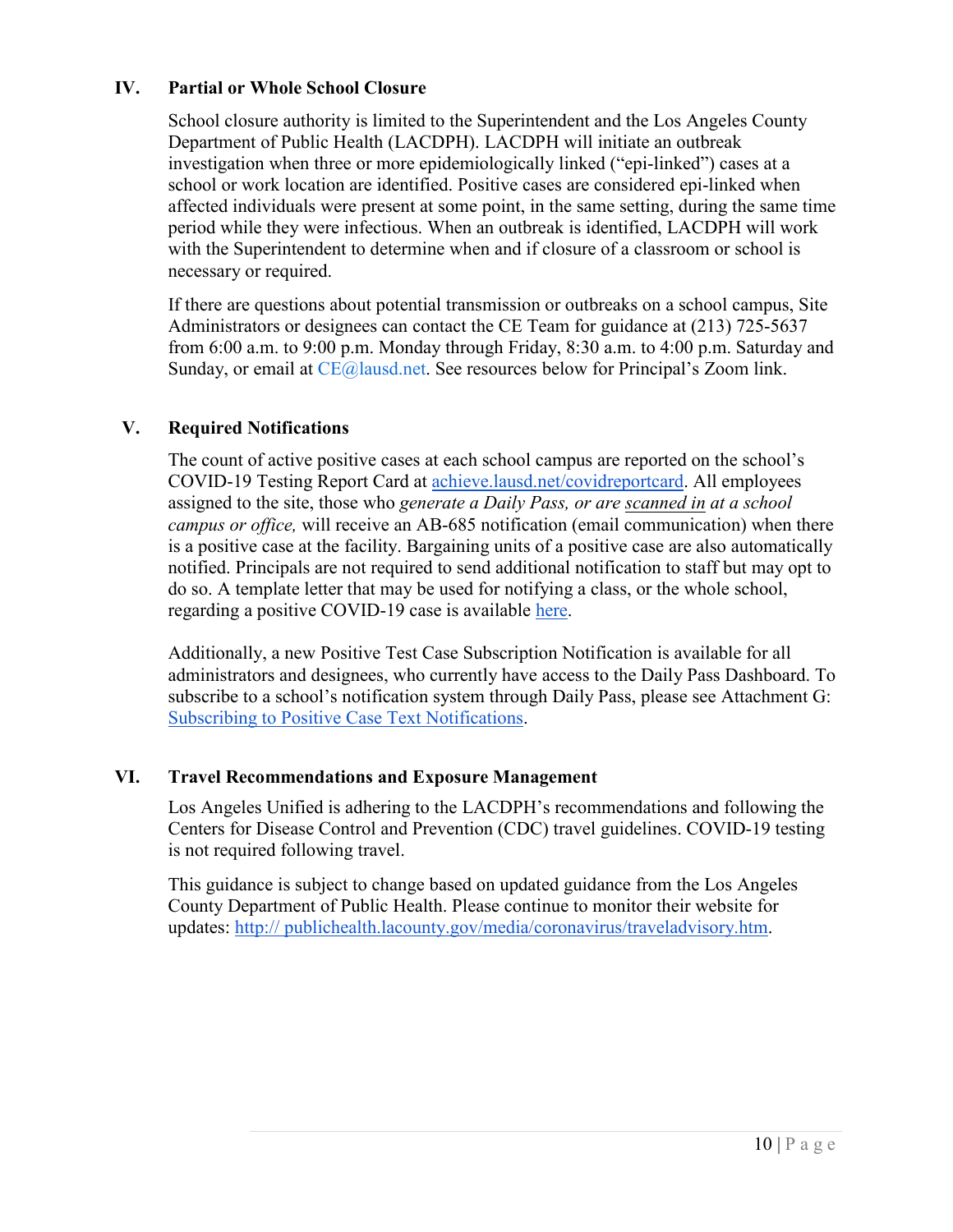## IV. Partial or Whole School Closure

School closure authority is limited to the Superintendent and the Los Angeles County Department of Public Health (LACDPH). LACDPH will initiate an outbreak investigation when three or more epidemiologically linked ("epi-linked") cases at a school or work location are identified. Positive cases are considered epi-linked when affected individuals were present at some point, in the same setting, during the same time period while they were infectious. When an outbreak is identified, LACDPH will work with the Superintendent to determine when and if closure of a classroom or school is necessary or required.

If there are questions about potential transmission or outbreaks on a school campus, Site Administrators or designees can contact the CE Team for guidance at (213) 725-5637 from 6:00 a.m. to 9:00 p.m. Monday through Friday, 8:30 a.m. to 4:00 p.m. Saturday and Sunday, or email at CE@lausd.net. See resources below for Principal's Zoom link.

## V. Required Notifications

The count of active positive cases at each school campus are reported on the school's COVID-19 Testing Report Card at achieve.lausd.net/covidreportcard. All employees assigned to the site, those who *generate a Daily Pass, or are scanned in at a school campus or office,* will receive an AB-685 notification (email communication) when there is a positive case at the facility. Bargaining units of a positive case are also automatically notified. Principals are not required to send additional notification to staff but may opt to do so. A template letter that may be used for notifying a class, or the whole school, regarding a positive COVID-19 case is available here.

Additionally, a new Positive Test Case Subscription Notification is available for all administrators and designees, who currently have access to the Daily Pass Dashboard. To subscribe to a school's notification system through Daily Pass, please see Attachment G: Subscribing to Positive Case Text Notifications.

## VI. Travel Recommendations and Exposure Management

Los Angeles Unified is adhering to the LACDPH's recommendations and following the Centers for Disease Control and Prevention (CDC) travel guidelines. COVID-19 testing is not required following travel.

This guidance is subject to change based on updated guidance from the Los Angeles County Department of Public Health. Please continue to monitor their website for updates: http:// publichealth.lacounty.gov/media/coronavirus/traveladvisory.htm.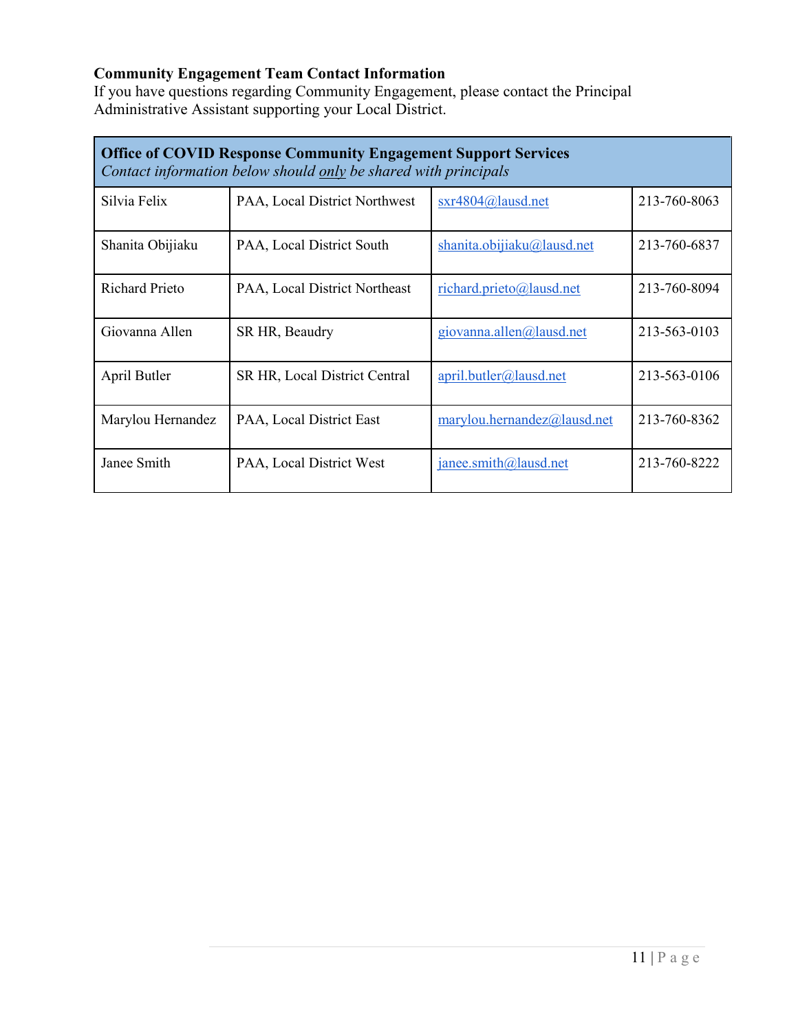**Community Engagement Team Contact Information**

If you have questions regarding Community Engagement, please contact the Principal Administrative Assistant supporting your Local District.

| **Office of COVID Response Community Engagement Support Services**<br>*Contact information below should only be shared with principals* | | | |
|---|---|---|---|
| Silvia Felix | PAA, Local District Northwest | sxr4804@lausd.net | 213-760-8063 |
| Shanita Obijiaku | PAA, Local District South | shanita.obijiaku@lausd.net | 213-760-6837 |
| Richard Prieto | PAA, Local District Northeast | richard.prieto@lausd.net | 213-760-8094 |
| Giovanna Allen | SR HR, Beaudry | giovanna.allen@lausd.net | 213-563-0103 |
| April Butler | SR HR, Local District Central | april.butler@lausd.net | 213-563-0106 |
| Marylou Hernandez | PAA, Local District East | marylou.hernandez@lausd.net | 213-760-8362 |
| Janee Smith | PAA, Local District West | janee.smith@lausd.net | 213-760-8222 |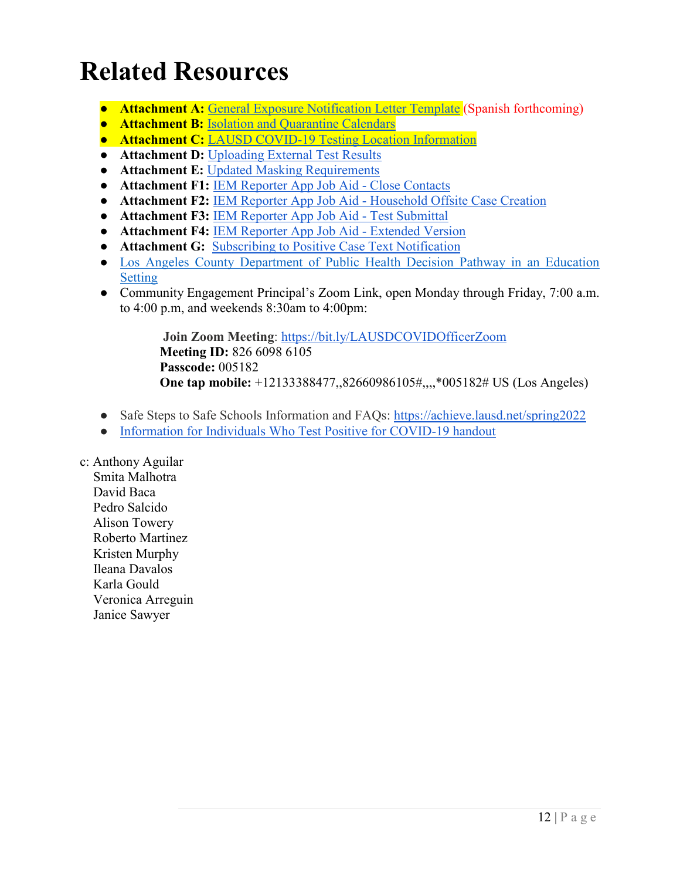# Related Resources

- **Attachment A:** General Exposure Notification Letter Template (Spanish forthcoming)
- **Attachment B:** Isolation and Quarantine Calendars
- **Attachment C:** LAUSD COVID-19 Testing Location Information
- **Attachment D:** Uploading External Test Results
- **Attachment E:** Updated Masking Requirements
- **Attachment F1:** IEM Reporter App Job Aid - Close Contacts
- **Attachment F2:** IEM Reporter App Job Aid - Household Offsite Case Creation
- **Attachment F3:** IEM Reporter App Job Aid - Test Submittal
- **Attachment F4:** IEM Reporter App Job Aid - Extended Version
- **Attachment G:** Subscribing to Positive Case Text Notification
- Los Angeles County Department of Public Health Decision Pathway in an Education Setting
- Community Engagement Principal's Zoom Link, open Monday through Friday, 7:00 a.m. to 4:00 p.m, and weekends 8:30am to 4:00pm:

  **Join Zoom Meeting**: https://bit.ly/LAUSDCOVIDOfficerZoom
  **Meeting ID:** 826 6098 6105
  **Passcode:** 005182
  **One tap mobile:** +12133388477,,82660986105#,,,,*005182# US (Los Angeles)

- Safe Steps to Safe Schools Information and FAQs: https://achieve.lausd.net/spring2022
- Information for Individuals Who Test Positive for COVID-19 handout

c: Anthony Aguilar
Smita Malhotra
David Baca
Pedro Salcido
Alison Towery
Roberto Martinez
Kristen Murphy
Ileana Davalos
Karla Gould
Veronica Arreguin
Janice Sawyer